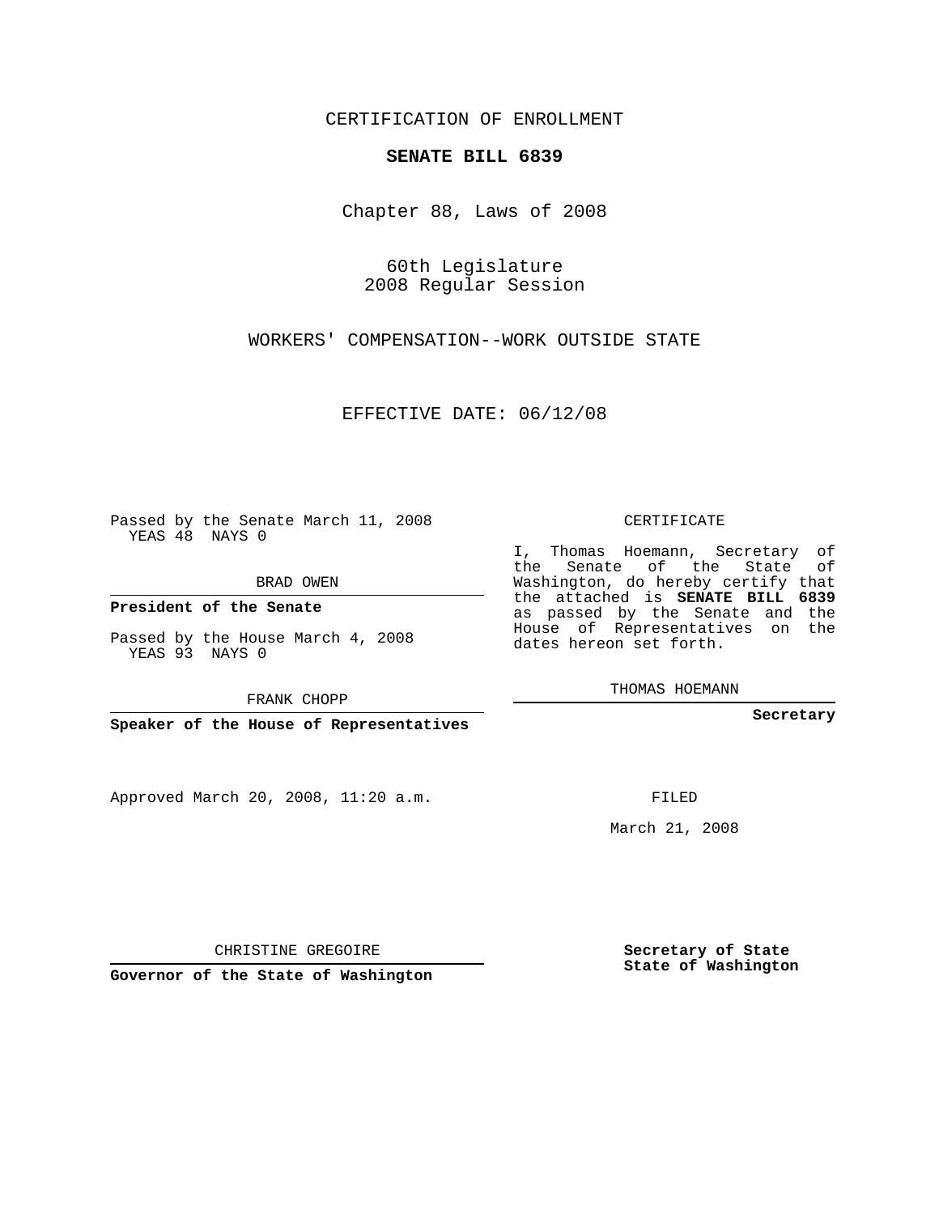CERTIFICATION OF ENROLLMENT

**SENATE BILL 6839**

Chapter 88, Laws of 2008

60th Legislature
2008 Regular Session

WORKERS' COMPENSATION--WORK OUTSIDE STATE

EFFECTIVE DATE: 06/12/08

Passed by the Senate March 11, 2008
YEAS 48 NAYS 0

BRAD OWEN

**President of the Senate**

Passed by the House March 4, 2008
YEAS 93 NAYS 0

FRANK CHOPP

**Speaker of the House of Representatives**

CERTIFICATE

I, Thomas Hoemann, Secretary of the Senate of the State of Washington, do hereby certify that the attached is **SENATE BILL 6839** as passed by the Senate and the House of Representatives on the dates hereon set forth.

THOMAS HOEMANN

**Secretary**

Approved March 20, 2008, 11:20 a.m.

FILED

March 21, 2008

CHRISTINE GREGOIRE

**Governor of the State of Washington**

**Secretary of State**
**State of Washington**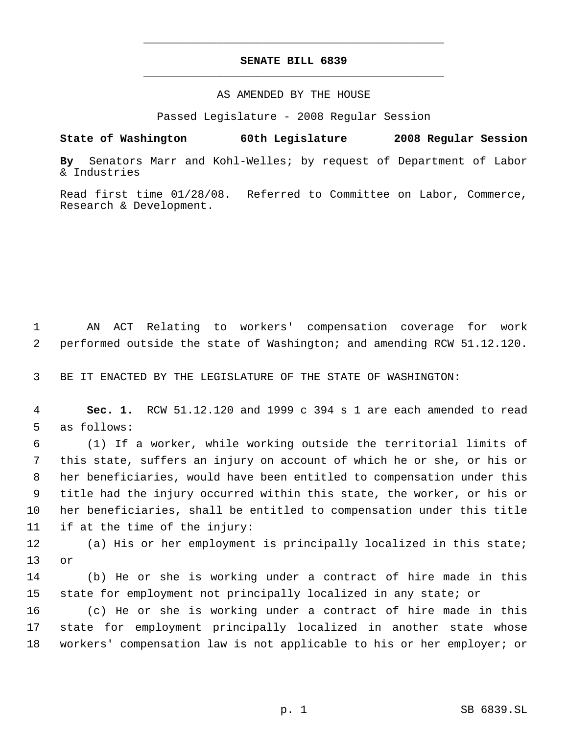**SENATE BILL 6839**

AS AMENDED BY THE HOUSE

Passed Legislature - 2008 Regular Session

**State of Washington 60th Legislature 2008 Regular Session**

**By** Senators Marr and Kohl-Welles; by request of Department of Labor & Industries

Read first time 01/28/08. Referred to Committee on Labor, Commerce, Research & Development.

AN ACT Relating to workers' compensation coverage for work performed outside the state of Washington; and amending RCW 51.12.120.

BE IT ENACTED BY THE LEGISLATURE OF THE STATE OF WASHINGTON:

**Sec. 1.** RCW 51.12.120 and 1999 c 394 s 1 are each amended to read as follows:

(1) If a worker, while working outside the territorial limits of this state, suffers an injury on account of which he or she, or his or her beneficiaries, would have been entitled to compensation under this title had the injury occurred within this state, the worker, or his or her beneficiaries, shall be entitled to compensation under this title if at the time of the injury:

(a) His or her employment is principally localized in this state; or

(b) He or she is working under a contract of hire made in this state for employment not principally localized in any state; or

(c) He or she is working under a contract of hire made in this state for employment principally localized in another state whose workers' compensation law is not applicable to his or her employer; or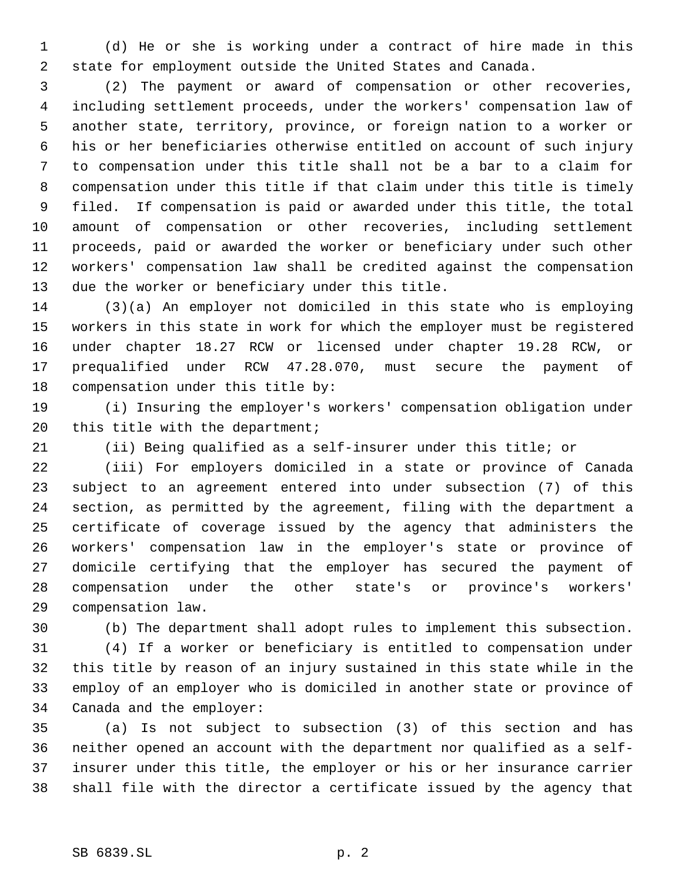(d) He or she is working under a contract of hire made in this state for employment outside the United States and Canada.

(2) The payment or award of compensation or other recoveries, including settlement proceeds, under the workers' compensation law of another state, territory, province, or foreign nation to a worker or his or her beneficiaries otherwise entitled on account of such injury to compensation under this title shall not be a bar to a claim for compensation under this title if that claim under this title is timely filed. If compensation is paid or awarded under this title, the total amount of compensation or other recoveries, including settlement proceeds, paid or awarded the worker or beneficiary under such other workers' compensation law shall be credited against the compensation due the worker or beneficiary under this title.

(3)(a) An employer not domiciled in this state who is employing workers in this state in work for which the employer must be registered under chapter 18.27 RCW or licensed under chapter 19.28 RCW, or prequalified under RCW 47.28.070, must secure the payment of compensation under this title by:

(i) Insuring the employer's workers' compensation obligation under this title with the department;

(ii) Being qualified as a self-insurer under this title; or

(iii) For employers domiciled in a state or province of Canada subject to an agreement entered into under subsection (7) of this section, as permitted by the agreement, filing with the department a certificate of coverage issued by the agency that administers the workers' compensation law in the employer's state or province of domicile certifying that the employer has secured the payment of compensation under the other state's or province's workers' compensation law.

(b) The department shall adopt rules to implement this subsection.

(4) If a worker or beneficiary is entitled to compensation under this title by reason of an injury sustained in this state while in the employ of an employer who is domiciled in another state or province of Canada and the employer:

(a) Is not subject to subsection (3) of this section and has neither opened an account with the department nor qualified as a self-insurer under this title, the employer or his or her insurance carrier shall file with the director a certificate issued by the agency that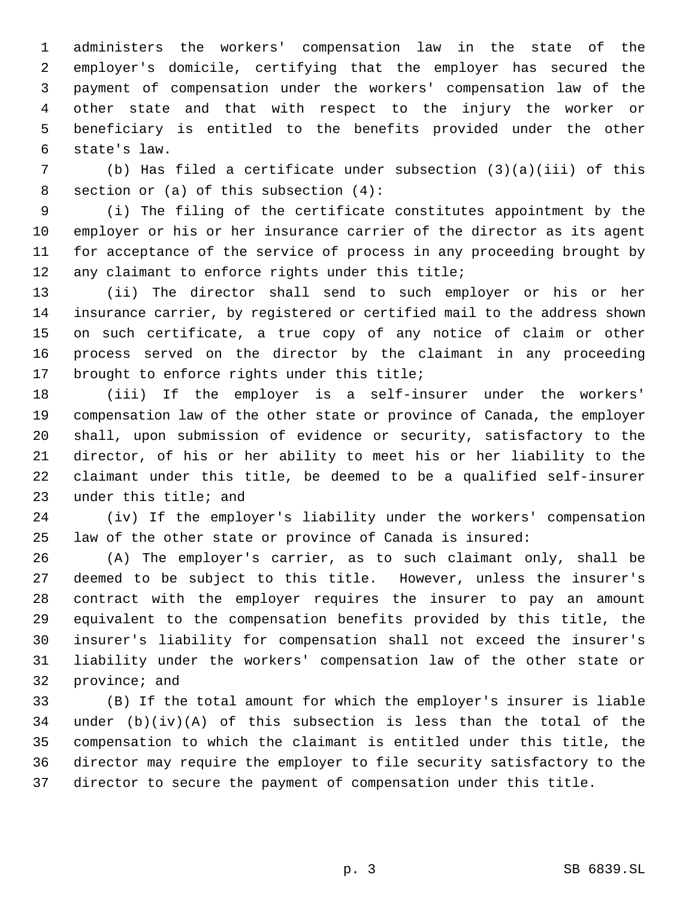administers the workers' compensation law in the state of the employer's domicile, certifying that the employer has secured the payment of compensation under the workers' compensation law of the other state and that with respect to the injury the worker or beneficiary is entitled to the benefits provided under the other state's law.

(b) Has filed a certificate under subsection (3)(a)(iii) of this section or (a) of this subsection (4):

(i) The filing of the certificate constitutes appointment by the employer or his or her insurance carrier of the director as its agent for acceptance of the service of process in any proceeding brought by any claimant to enforce rights under this title;

(ii) The director shall send to such employer or his or her insurance carrier, by registered or certified mail to the address shown on such certificate, a true copy of any notice of claim or other process served on the director by the claimant in any proceeding brought to enforce rights under this title;

(iii) If the employer is a self-insurer under the workers' compensation law of the other state or province of Canada, the employer shall, upon submission of evidence or security, satisfactory to the director, of his or her ability to meet his or her liability to the claimant under this title, be deemed to be a qualified self-insurer under this title; and

(iv) If the employer's liability under the workers' compensation law of the other state or province of Canada is insured:

(A) The employer's carrier, as to such claimant only, shall be deemed to be subject to this title. However, unless the insurer's contract with the employer requires the insurer to pay an amount equivalent to the compensation benefits provided by this title, the insurer's liability for compensation shall not exceed the insurer's liability under the workers' compensation law of the other state or province; and

(B) If the total amount for which the employer's insurer is liable under (b)(iv)(A) of this subsection is less than the total of the compensation to which the claimant is entitled under this title, the director may require the employer to file security satisfactory to the director to secure the payment of compensation under this title.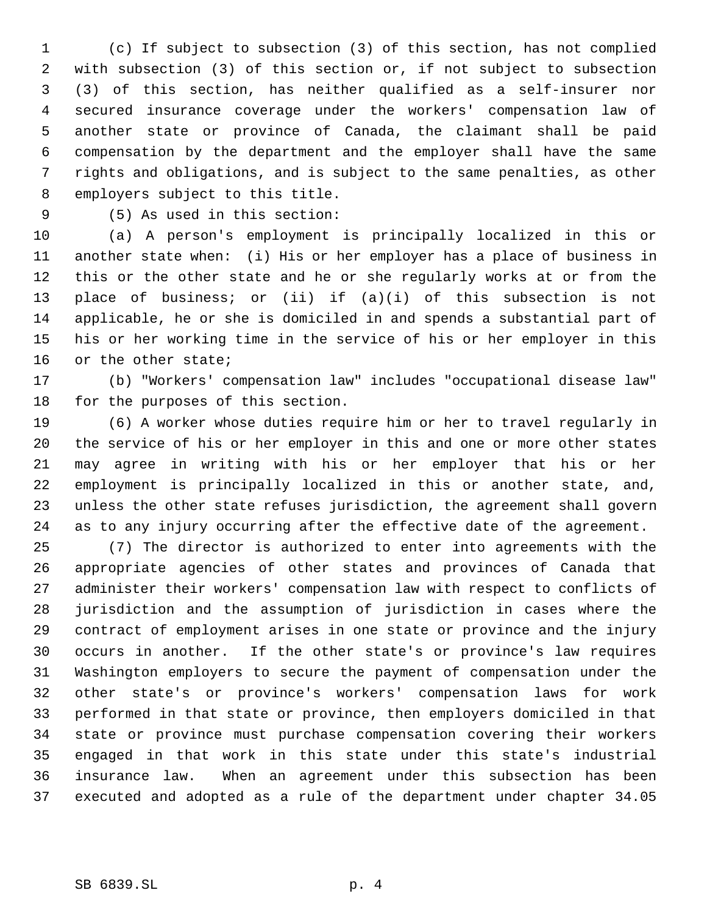(c) If subject to subsection (3) of this section, has not complied with subsection (3) of this section or, if not subject to subsection (3) of this section, has neither qualified as a self-insurer nor secured insurance coverage under the workers' compensation law of another state or province of Canada, the claimant shall be paid compensation by the department and the employer shall have the same rights and obligations, and is subject to the same penalties, as other employers subject to this title.

(5) As used in this section:

(a) A person's employment is principally localized in this or another state when: (i) His or her employer has a place of business in this or the other state and he or she regularly works at or from the place of business; or (ii) if (a)(i) of this subsection is not applicable, he or she is domiciled in and spends a substantial part of his or her working time in the service of his or her employer in this or the other state;

(b) "Workers' compensation law" includes "occupational disease law" for the purposes of this section.

(6) A worker whose duties require him or her to travel regularly in the service of his or her employer in this and one or more other states may agree in writing with his or her employer that his or her employment is principally localized in this or another state, and, unless the other state refuses jurisdiction, the agreement shall govern as to any injury occurring after the effective date of the agreement.

(7) The director is authorized to enter into agreements with the appropriate agencies of other states and provinces of Canada that administer their workers' compensation law with respect to conflicts of jurisdiction and the assumption of jurisdiction in cases where the contract of employment arises in one state or province and the injury occurs in another. If the other state's or province's law requires Washington employers to secure the payment of compensation under the other state's or province's workers' compensation laws for work performed in that state or province, then employers domiciled in that state or province must purchase compensation covering their workers engaged in that work in this state under this state's industrial insurance law. When an agreement under this subsection has been executed and adopted as a rule of the department under chapter 34.05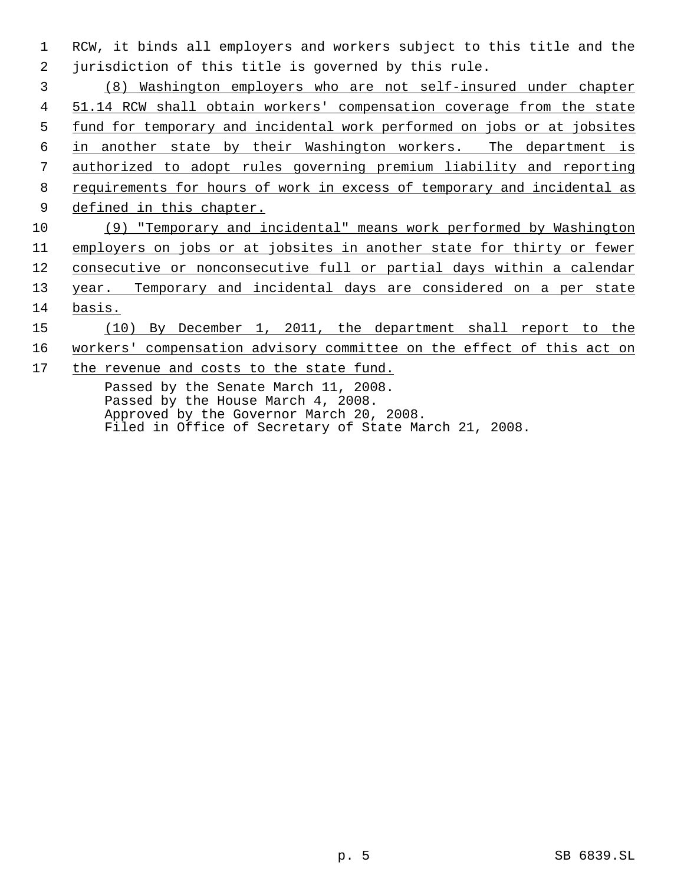RCW, it binds all employers and workers subject to this title and the jurisdiction of this title is governed by this rule.

(8) Washington employers who are not self-insured under chapter 51.14 RCW shall obtain workers' compensation coverage from the state fund for temporary and incidental work performed on jobs or at jobsites in another state by their Washington workers. The department is authorized to adopt rules governing premium liability and reporting requirements for hours of work in excess of temporary and incidental as defined in this chapter.

(9) "Temporary and incidental" means work performed by Washington employers on jobs or at jobsites in another state for thirty or fewer consecutive or nonconsecutive full or partial days within a calendar year. Temporary and incidental days are considered on a per state basis.

(10) By December 1, 2011, the department shall report to the workers' compensation advisory committee on the effect of this act on the revenue and costs to the state fund.

Passed by the Senate March 11, 2008.
Passed by the House March 4, 2008.
Approved by the Governor March 20, 2008.
Filed in Office of Secretary of State March 21, 2008.